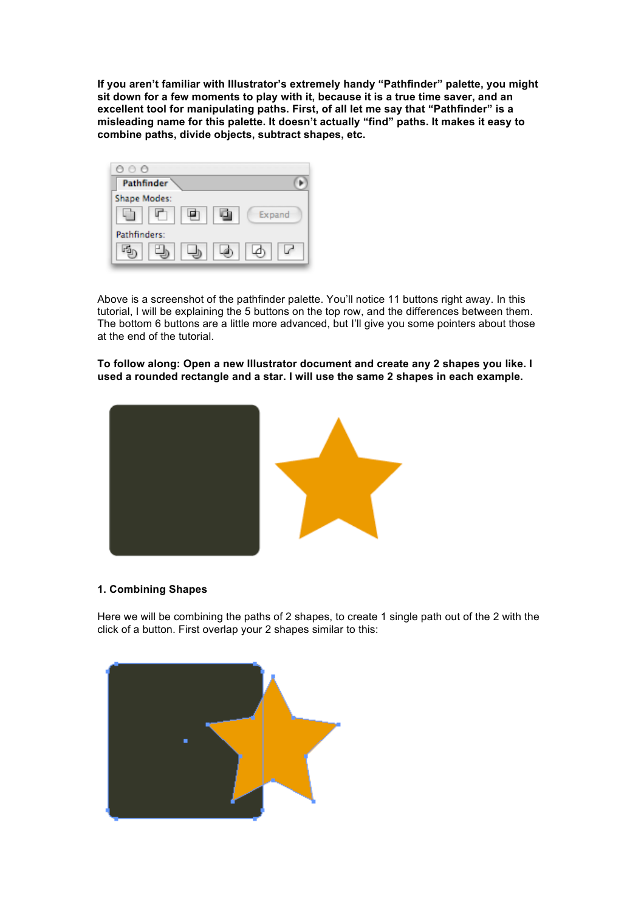**If you aren't familiar with Illustrator's extremely handy "Pathfinder" palette, you might sit down for a few moments to play with it, because it is a true time saver, and an excellent tool for manipulating paths. First, of all let me say that "Pathfinder" is a misleading name for this palette. It doesn't actually "find" paths. It makes it easy to combine paths, divide objects, subtract shapes, etc.**

Above is a screenshot of the pathfinder palette. You'll notice 11 buttons right away. In this tutorial, I will be explaining the 5 buttons on the top row, and the differences between them. The bottom 6 buttons are a little more advanced, but I'll give you some pointers about those at the end of the tutorial.

**To follow along: Open a new Illustrator document and create any 2 shapes you like. I used a rounded rectangle and a star. I will use the same 2 shapes in each example.**

**1. Combining Shapes**

Here we will be combining the paths of 2 shapes, to create 1 single path out of the 2 with the click of a button. First overlap your 2 shapes similar to this: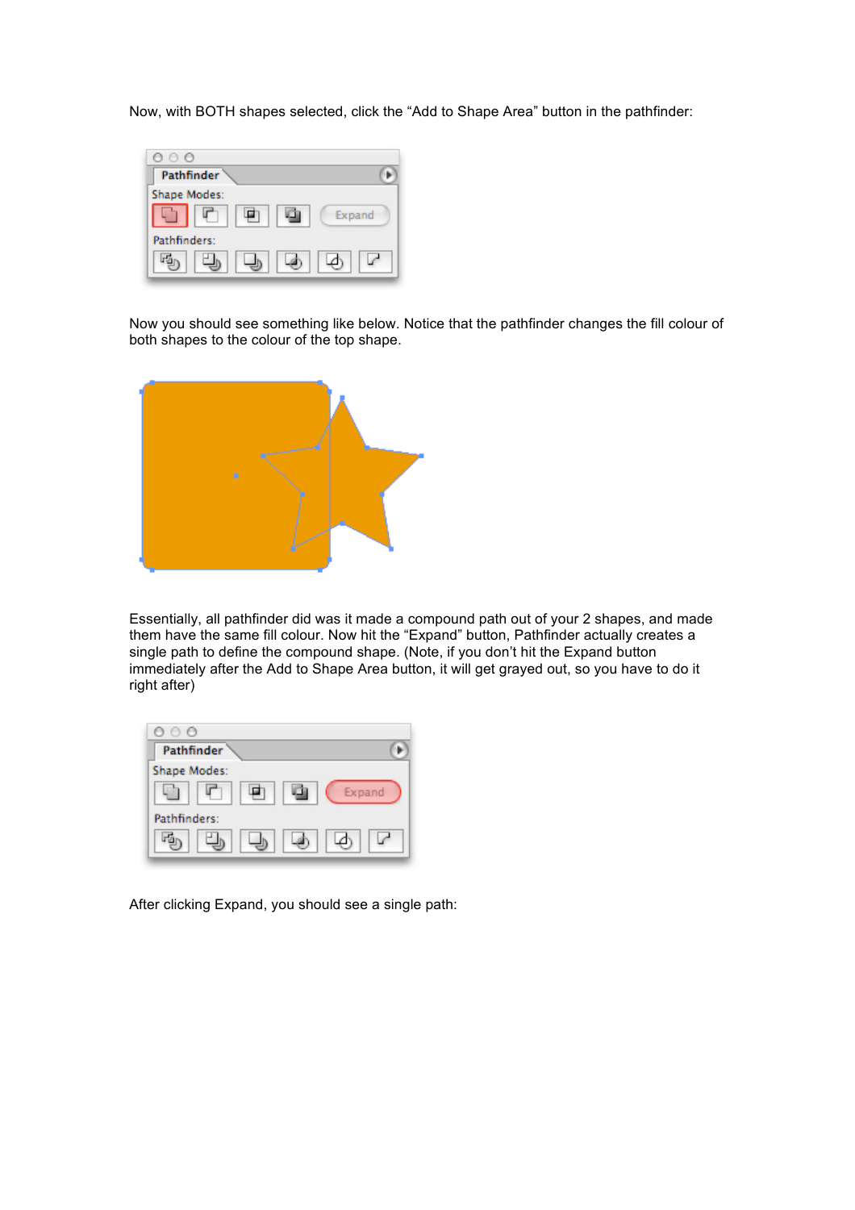Now, with BOTH shapes selected, click the “Add to Shape Area” button in the pathfinder:

Now you should see something like below. Notice that the pathfinder changes the fill colour of both shapes to the colour of the top shape.

Essentially, all pathfinder did was it made a compound path out of your 2 shapes, and made them have the same fill colour. Now hit the “Expand” button, Pathfinder actually creates a single path to define the compound shape. (Note, if you don’t hit the Expand button immediately after the Add to Shape Area button, it will get grayed out, so you have to do it right after)

After clicking Expand, you should see a single path: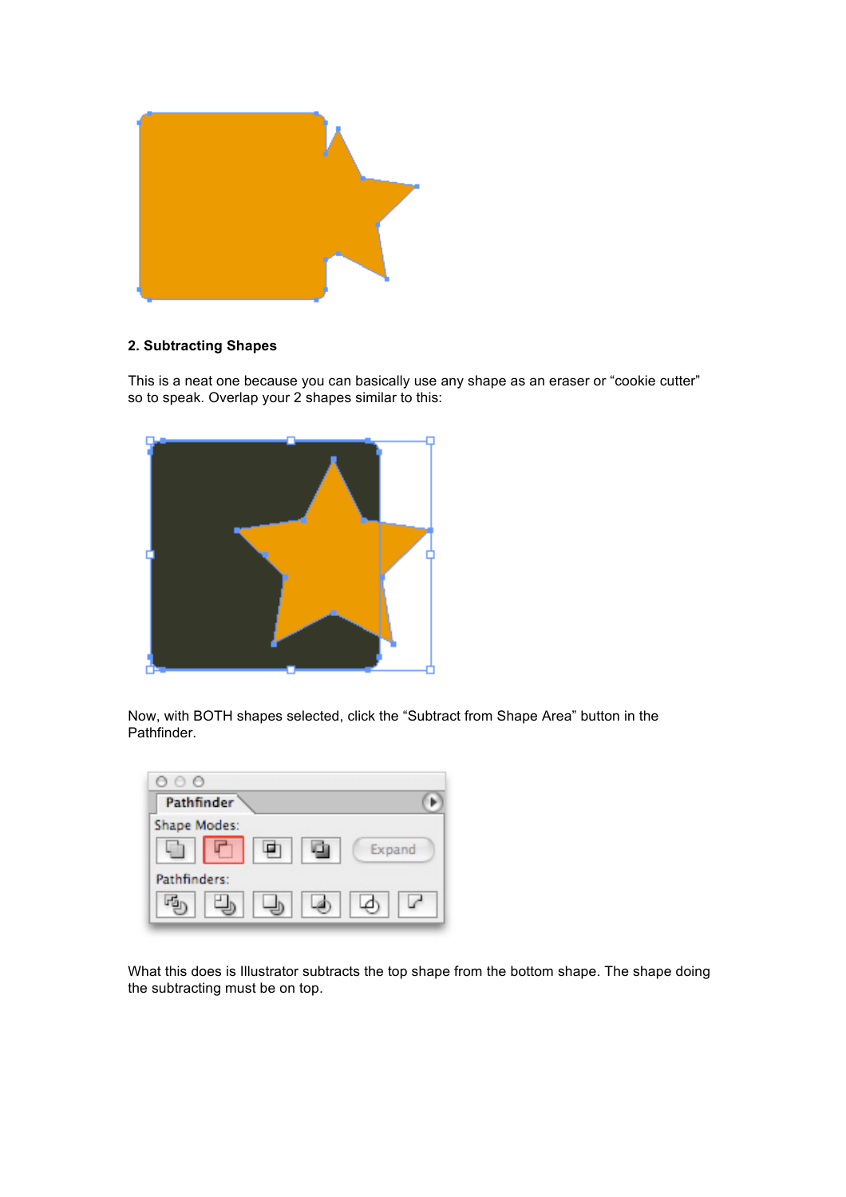**2. Subtracting Shapes**

This is a neat one because you can basically use any shape as an eraser or "cookie cutter" so to speak. Overlap your 2 shapes similar to this:

Now, with BOTH shapes selected, click the "Subtract from Shape Area" button in the Pathfinder.

What this does is Illustrator subtracts the top shape from the bottom shape. The shape doing the subtracting must be on top.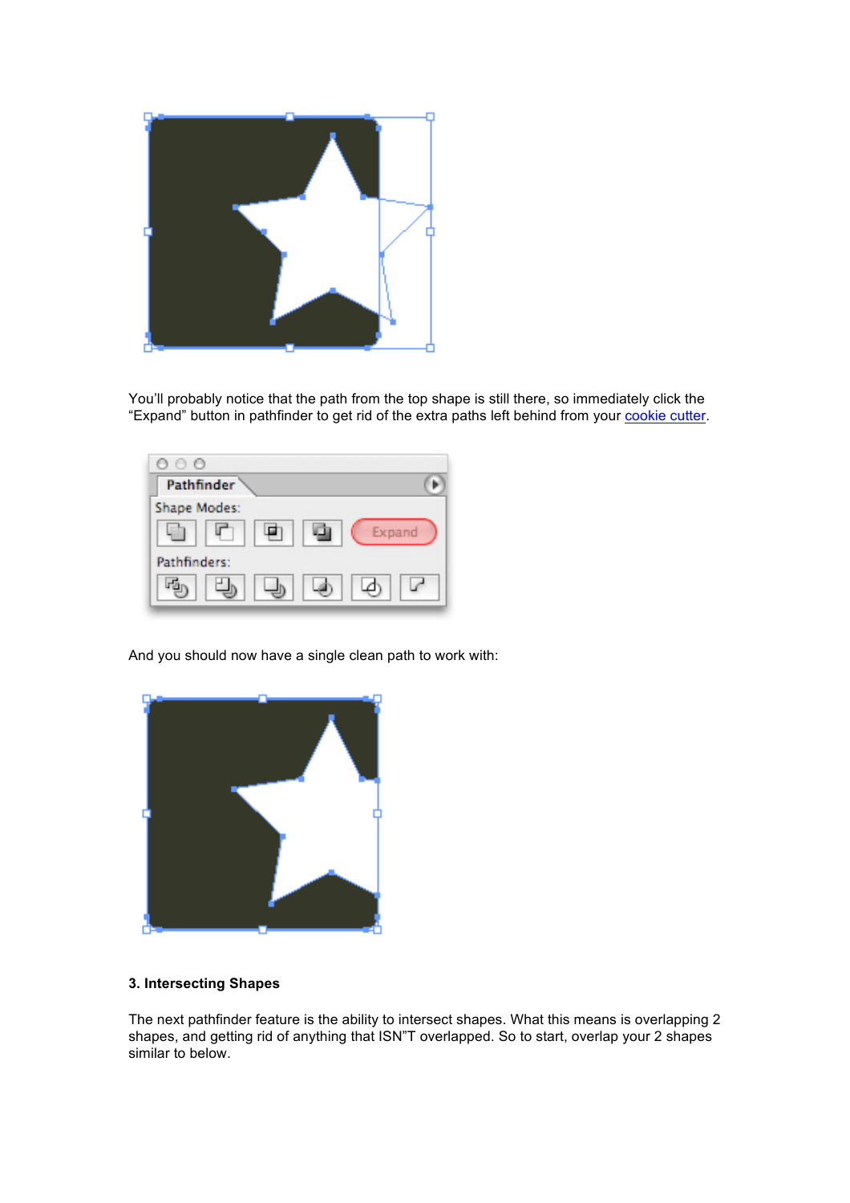You'll probably notice that the path from the top shape is still there, so immediately click the "Expand" button in pathfinder to get rid of the extra paths left behind from your cookie cutter.

And you should now have a single clean path to work with:

**3. Intersecting Shapes**

The next pathfinder feature is the ability to intersect shapes. What this means is overlapping 2 shapes, and getting rid of anything that ISN"T overlapped. So to start, overlap your 2 shapes similar to below.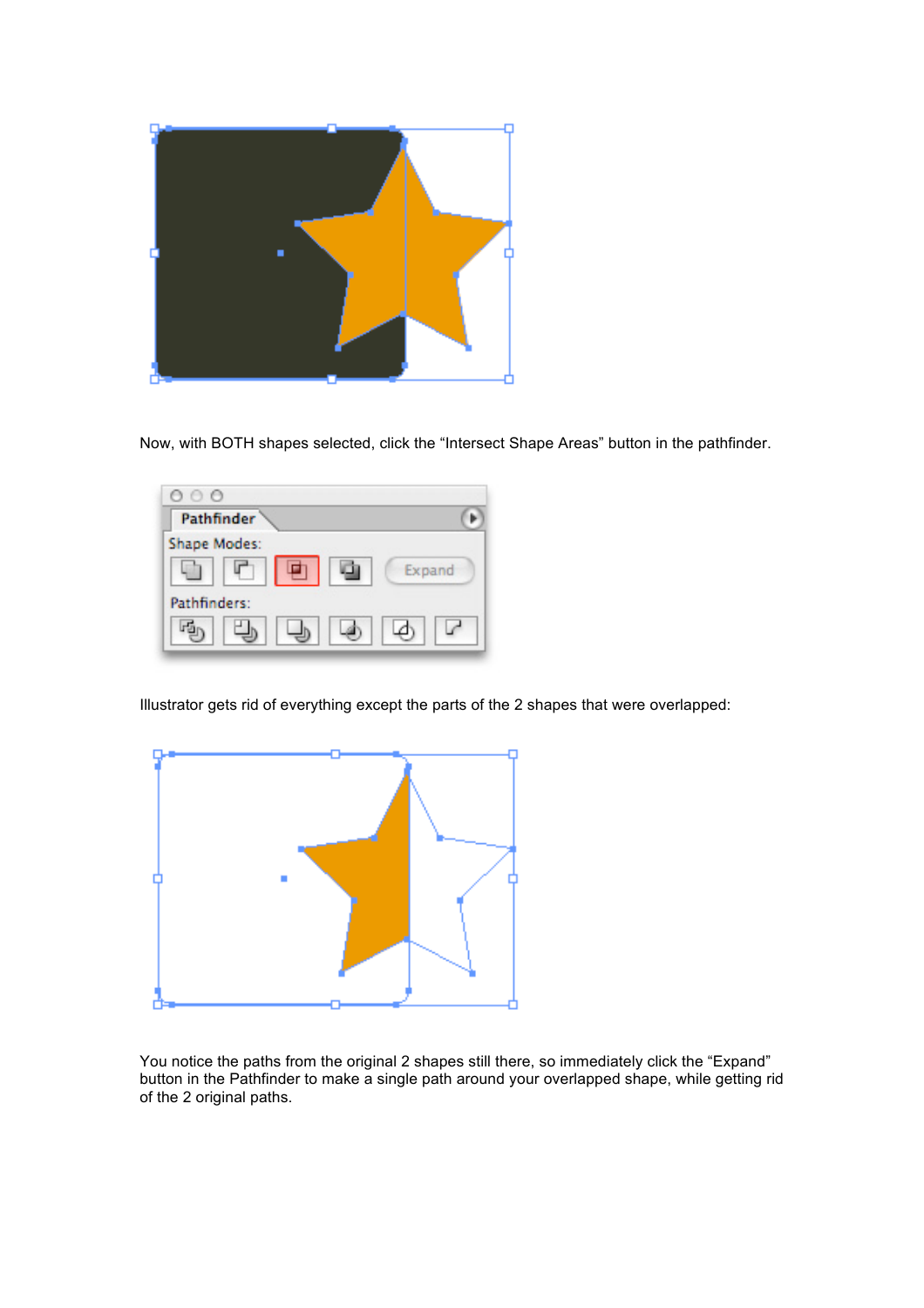Now, with BOTH shapes selected, click the “Intersect Shape Areas” button in the pathfinder.

Illustrator gets rid of everything except the parts of the 2 shapes that were overlapped:

You notice the paths from the original 2 shapes still there, so immediately click the “Expand” button in the Pathfinder to make a single path around your overlapped shape, while getting rid of the 2 original paths.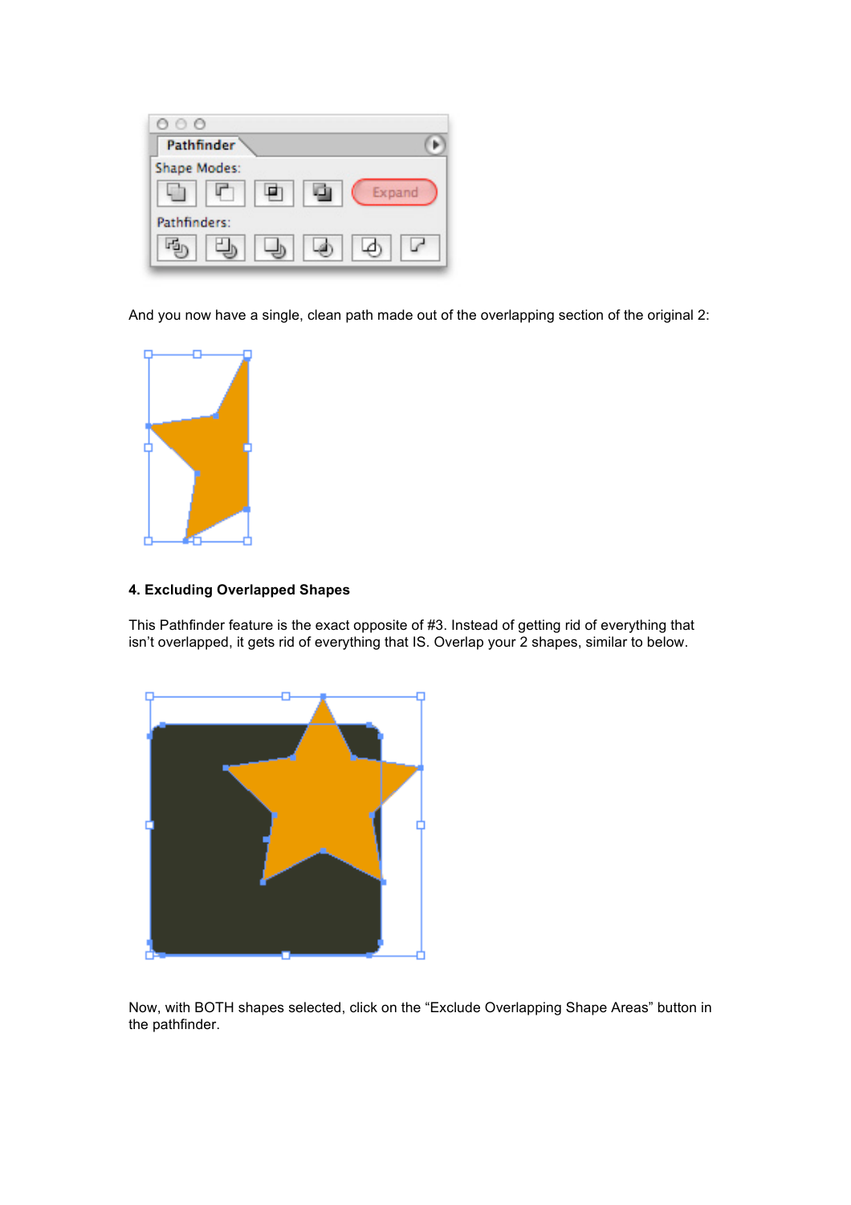And you now have a single, clean path made out of the overlapping section of the original 2:

### 4. Excluding Overlapped Shapes

This Pathfinder feature is the exact opposite of #3. Instead of getting rid of everything that isn't overlapped, it gets rid of everything that IS. Overlap your 2 shapes, similar to below.

Now, with BOTH shapes selected, click on the "Exclude Overlapping Shape Areas" button in the pathfinder.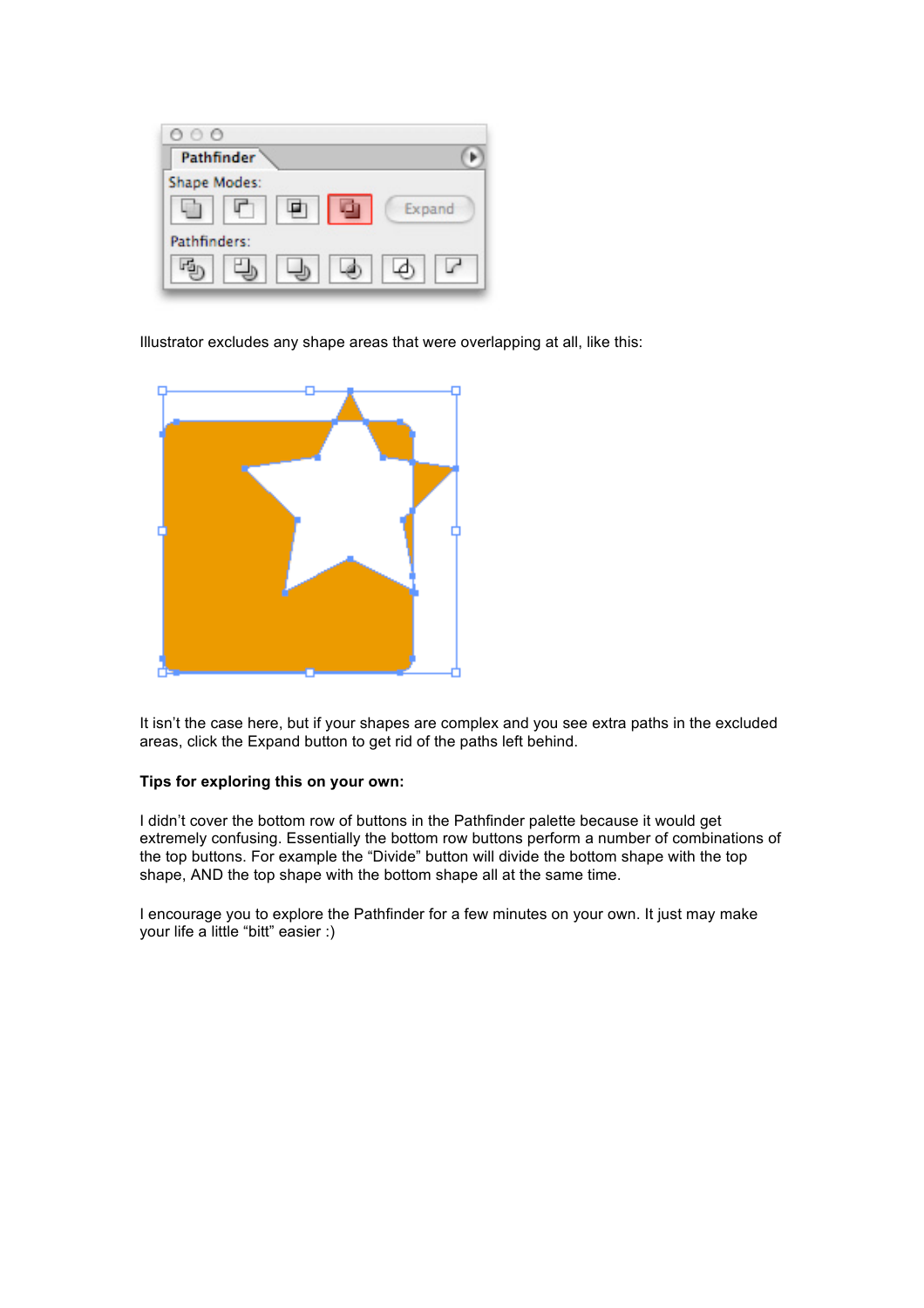Illustrator excludes any shape areas that were overlapping at all, like this:

It isn't the case here, but if your shapes are complex and you see extra paths in the excluded areas, click the Expand button to get rid of the paths left behind.

**Tips for exploring this on your own:**

I didn't cover the bottom row of buttons in the Pathfinder palette because it would get extremely confusing. Essentially the bottom row buttons perform a number of combinations of the top buttons. For example the "Divide" button will divide the bottom shape with the top shape, AND the top shape with the bottom shape all at the same time.

I encourage you to explore the Pathfinder for a few minutes on your own. It just may make your life a little "bitt" easier :)